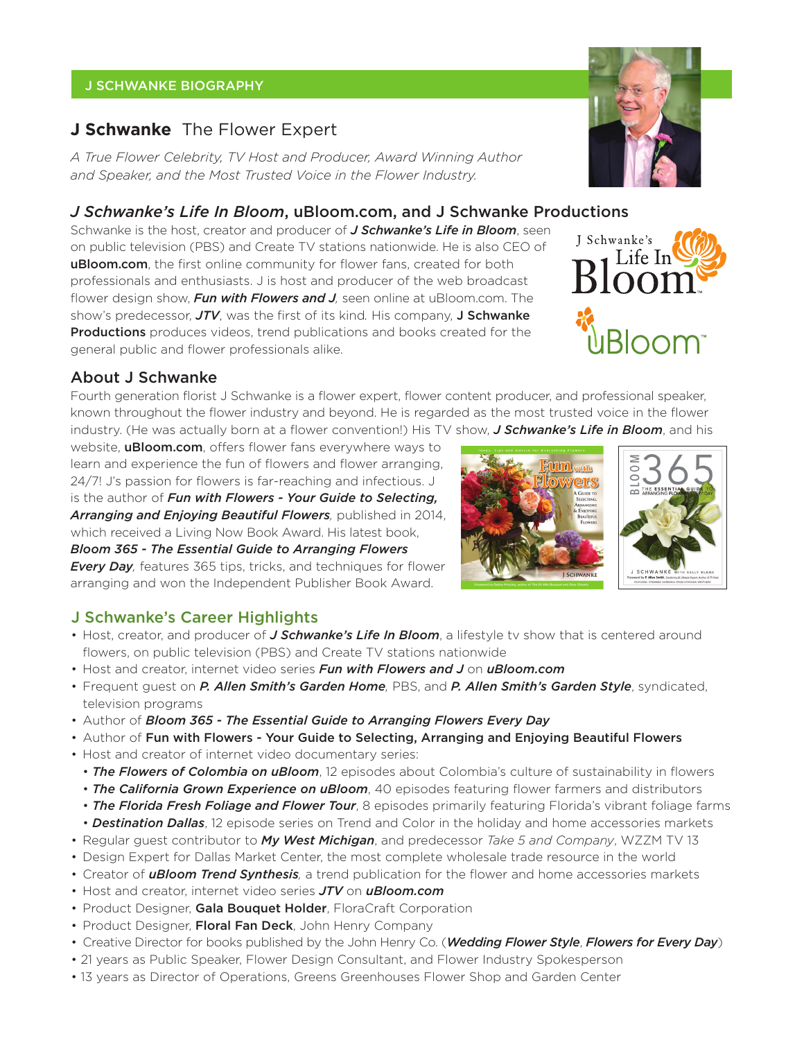J SCHWANKE BIOGRAPHY

# J Schwanke The Flower Expert

*A True Flower Celebrity, TV Host and Producer, Award Winning Author and Speaker, and the Most Trusted Voice in the Flower Industry.*

## *J Schwanke's Life In Bloom*, uBloom.com, and J Schwanke Productions

Schwanke is the host, creator and producer of ***J Schwanke's Life in Bloom***, seen on public television (PBS) and Create TV stations nationwide. He is also CEO of **uBloom.com**, the first online community for flower fans, created for both professionals and enthusiasts. J is host and producer of the web broadcast flower design show, ***Fun with Flowers and J***, seen online at uBloom.com. The show's predecessor, ***JTV***, was the first of its kind. His company, **J Schwanke Productions** produces videos, trend publications and books created for the general public and flower professionals alike.

## About J Schwanke

Fourth generation florist J Schwanke is a flower expert, flower content producer, and professional speaker, known throughout the flower industry and beyond. He is regarded as the most trusted voice in the flower industry. (He was actually born at a flower convention!) His TV show, ***J Schwanke's Life in Bloom***, and his website, **uBloom.com**, offers flower fans everywhere ways to learn and experience the fun of flowers and flower arranging, 24/7! J's passion for flowers is far-reaching and infectious. J is the author of ***Fun with Flowers - Your Guide to Selecting, Arranging and Enjoying Beautiful Flowers***, published in 2014, which received a Living Now Book Award. His latest book, ***Bloom 365 - The Essential Guide to Arranging Flowers Every Day***, features 365 tips, tricks, and techniques for flower arranging and won the Independent Publisher Book Award.

## J Schwanke's Career Highlights

- Host, creator, and producer of ***J Schwanke's Life In Bloom***, a lifestyle tv show that is centered around flowers, on public television (PBS) and Create TV stations nationwide
- Host and creator, internet video series ***Fun with Flowers and J*** on ***uBloom.com***
- Frequent guest on ***P. Allen Smith's Garden Home***, PBS, and ***P. Allen Smith's Garden Style***, syndicated, television programs
- Author of ***Bloom 365 - The Essential Guide to Arranging Flowers Every Day***
- Author of **Fun with Flowers - Your Guide to Selecting, Arranging and Enjoying Beautiful Flowers**
- Host and creator of internet video documentary series:
  - ***The Flowers of Colombia on uBloom***, 12 episodes about Colombia's culture of sustainability in flowers
  - ***The California Grown Experience on uBloom***, 40 episodes featuring flower farmers and distributors
  - ***The Florida Fresh Foliage and Flower Tour***, 8 episodes primarily featuring Florida's vibrant foliage farms
  - ***Destination Dallas***, 12 episode series on Trend and Color in the holiday and home accessories markets
- Regular guest contributor to ***My West Michigan***, and predecessor *Take 5 and Company*, WZZM TV 13
- Design Expert for Dallas Market Center, the most complete wholesale trade resource in the world
- Creator of ***uBloom Trend Synthesis***, a trend publication for the flower and home accessories markets
- Host and creator, internet video series ***JTV*** on ***uBloom.com***
- Product Designer, **Gala Bouquet Holder**, FloraCraft Corporation
- Product Designer, **Floral Fan Deck**, John Henry Company
- Creative Director for books published by the John Henry Co. (***Wedding Flower Style***, ***Flowers for Every Day***)
- 21 years as Public Speaker, Flower Design Consultant, and Flower Industry Spokesperson
- 13 years as Director of Operations, Greens Greenhouses Flower Shop and Garden Center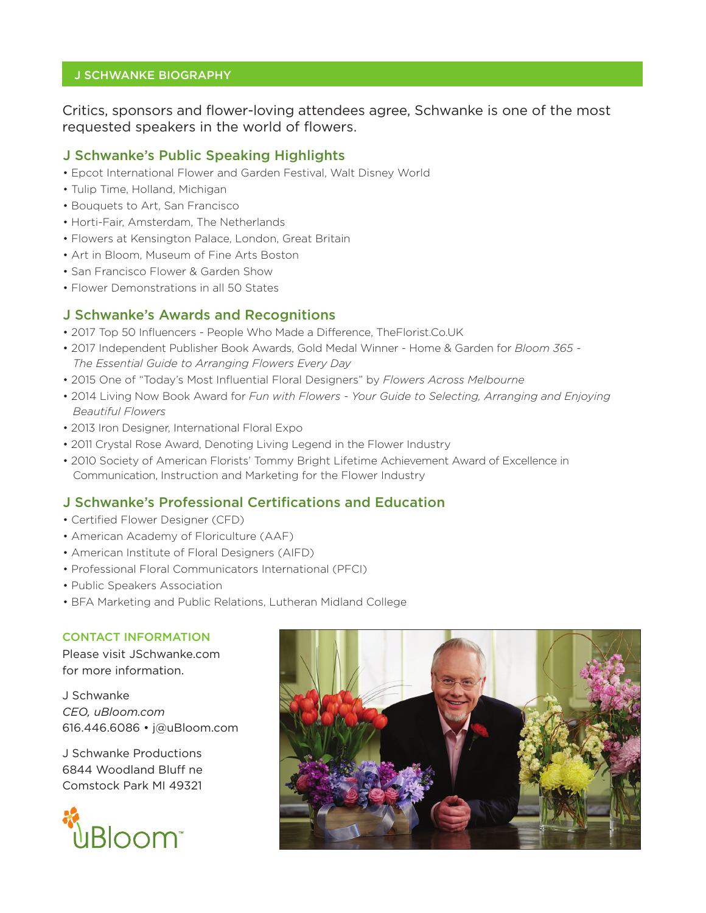## J SCHWANKE BIOGRAPHY

Critics, sponsors and flower-loving attendees agree, Schwanke is one of the most requested speakers in the world of flowers.

### J Schwanke's Public Speaking Highlights

- Epcot International Flower and Garden Festival, Walt Disney World
- Tulip Time, Holland, Michigan
- Bouquets to Art, San Francisco
- Horti-Fair, Amsterdam, The Netherlands
- Flowers at Kensington Palace, London, Great Britain
- Art in Bloom, Museum of Fine Arts Boston
- San Francisco Flower & Garden Show
- Flower Demonstrations in all 50 States

### J Schwanke's Awards and Recognitions

- 2017 Top 50 Influencers - People Who Made a Difference, TheFlorist.Co.UK
- 2017 Independent Publisher Book Awards, Gold Medal Winner - Home & Garden for *Bloom 365 - The Essential Guide to Arranging Flowers Every Day*
- 2015 One of "Today's Most Influential Floral Designers" by *Flowers Across Melbourne*
- 2014 Living Now Book Award for *Fun with Flowers - Your Guide to Selecting, Arranging and Enjoying Beautiful Flowers*
- 2013 Iron Designer, International Floral Expo
- 2011 Crystal Rose Award, Denoting Living Legend in the Flower Industry
- 2010 Society of American Florists' Tommy Bright Lifetime Achievement Award of Excellence in Communication, Instruction and Marketing for the Flower Industry

### J Schwanke's Professional Certifications and Education

- Certified Flower Designer (CFD)
- American Academy of Floriculture (AAF)
- American Institute of Floral Designers (AIFD)
- Professional Floral Communicators International (PFCI)
- Public Speakers Association
- BFA Marketing and Public Relations, Lutheran Midland College

#### CONTACT INFORMATION

Please visit JSchwanke.com for more information.

J Schwanke
*CEO, uBloom.com*
616.446.6086 • j@uBloom.com

J Schwanke Productions
6844 Woodland Bluff ne
Comstock Park MI 49321

uBloom™